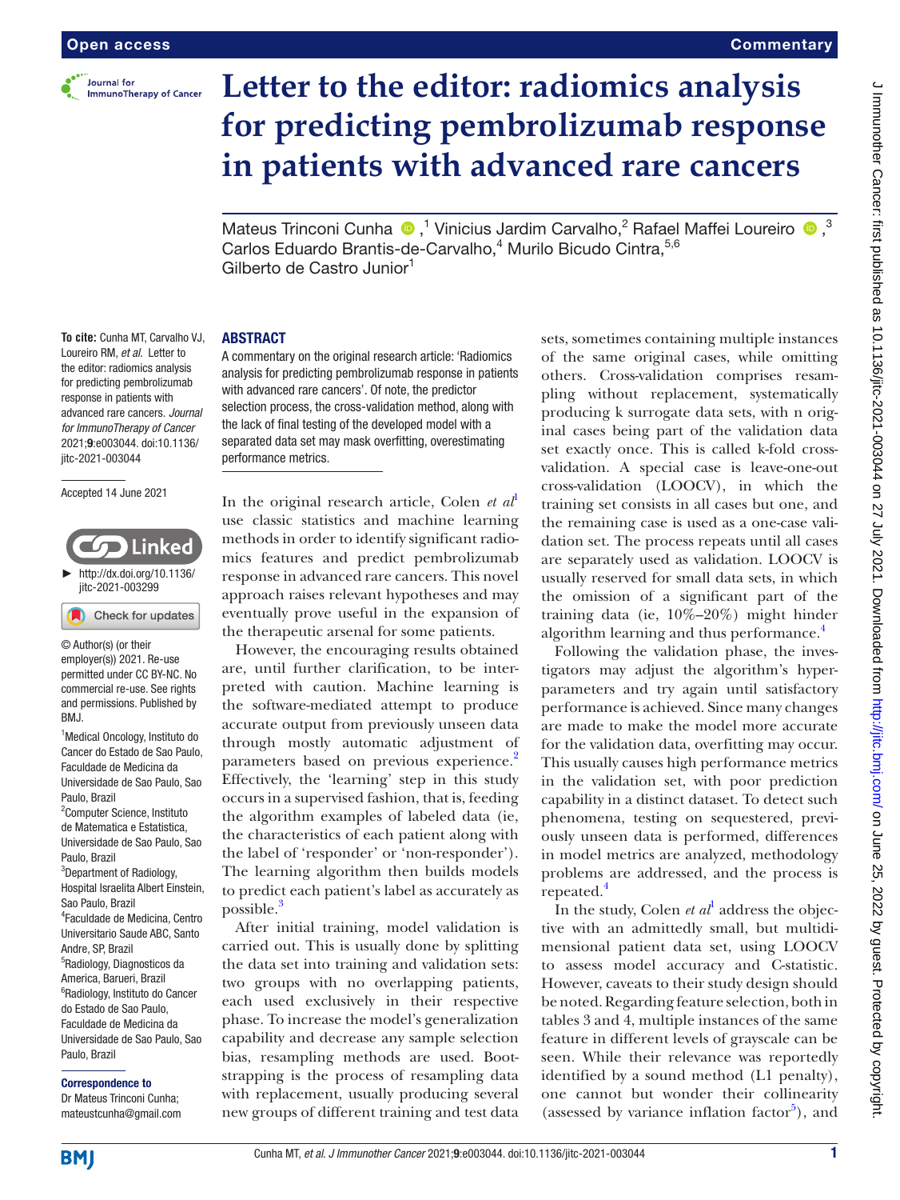# Letter to the editor: radiomics analysis for predicting pembrolizumab response in patients with advanced rare cancers

Mateus Trinconi Cunha,[1] Vinicius Jardim Carvalho,[2] Rafael Maffei Loureiro,[3] Carlos Eduardo Brantis-de-Carvalho,[4] Murilo Bicudo Cintra,[5,6] Gilberto de Castro Junior[1]

**To cite:** Cunha MT, Carvalho VJ, Loureiro RM, *et al*. Letter to the editor: radiomics analysis for predicting pembrolizumab response in patients with advanced rare cancers. *Journal for ImmunoTherapy of Cancer* 2021;**9**:e003044. doi:10.1136/jitc-2021-003044

Accepted 14 June 2021

► http://dx.doi.org/10.1136/jitc-2021-003299

© Author(s) (or their employer(s)) 2021. Re-use permitted under CC BY-NC. No commercial re-use. See rights and permissions. Published by BMJ.

[1]Medical Oncology, Instituto do Cancer do Estado de Sao Paulo, Faculdade de Medicina da Universidade de Sao Paulo, Sao Paulo, Brazil
[2]Computer Science, Instituto de Matematica e Estatistica, Universidade de Sao Paulo, Sao Paulo, Brazil
[3]Department of Radiology, Hospital Israelita Albert Einstein, Sao Paulo, Brazil
[4]Faculdade de Medicina, Centro Universitario Saude ABC, Santo Andre, SP, Brazil
[5]Radiology, Diagnosticos da America, Barueri, Brazil
[6]Radiology, Instituto do Cancer do Estado de Sao Paulo, Faculdade de Medicina da Universidade de Sao Paulo, Sao Paulo, Brazil

**Correspondence to**
Dr Mateus Trinconi Cunha; mateustcunha@gmail.com

## ABSTRACT

A commentary on the original research article: 'Radiomics analysis for predicting pembrolizumab response in patients with advanced rare cancers'. Of note, the predictor selection process, the cross-validation method, along with the lack of final testing of the developed model with a separated data set may mask overfitting, overestimating performance metrics.

In the original research article, Colen *et al*[1] use classic statistics and machine learning methods in order to identify significant radiomics features and predict pembrolizumab response in advanced rare cancers. This novel approach raises relevant hypotheses and may eventually prove useful in the expansion of the therapeutic arsenal for some patients.

However, the encouraging results obtained are, until further clarification, to be interpreted with caution. Machine learning is the software-mediated attempt to produce accurate output from previously unseen data through mostly automatic adjustment of parameters based on previous experience.[2] Effectively, the 'learning' step in this study occurs in a supervised fashion, that is, feeding the algorithm examples of labeled data (ie, the characteristics of each patient along with the label of 'responder' or 'non-responder'). The learning algorithm then builds models to predict each patient's label as accurately as possible.[3]

After initial training, model validation is carried out. This is usually done by splitting the data set into training and validation sets: two groups with no overlapping patients, each used exclusively in their respective phase. To increase the model's generalization capability and decrease any sample selection bias, resampling methods are used. Bootstrapping is the process of resampling data with replacement, usually producing several new groups of different training and test data sets, sometimes containing multiple instances of the same original cases, while omitting others. Cross-validation comprises resampling without replacement, systematically producing k surrogate data sets, with n original cases being part of the validation data set exactly once. This is called k-fold cross-validation. A special case is leave-one-out cross-validation (LOOCV), in which the training set consists in all cases but one, and the remaining case is used as a one-case validation set. The process repeats until all cases are separately used as validation. LOOCV is usually reserved for small data sets, in which the omission of a significant part of the training data (ie, 10%–20%) might hinder algorithm learning and thus performance.[4]

Following the validation phase, the investigators may adjust the algorithm's hyperparameters and try again until satisfactory performance is achieved. Since many changes are made to make the model more accurate for the validation data, overfitting may occur. This usually causes high performance metrics in the validation set, with poor prediction capability in a distinct dataset. To detect such phenomena, testing on sequestered, previously unseen data is performed, differences in model metrics are analyzed, methodology problems are addressed, and the process is repeated.[4]

In the study, Colen *et al*[1] address the objective with an admittedly small, but multidimensional patient data set, using LOOCV to assess model accuracy and C-statistic. However, caveats to their study design should be noted. Regarding feature selection, both in tables 3 and 4, multiple instances of the same feature in different levels of grayscale can be seen. While their relevance was reportedly identified by a sound method (L1 penalty), one cannot but wonder their collinearity (assessed by variance inflation factor[5]), and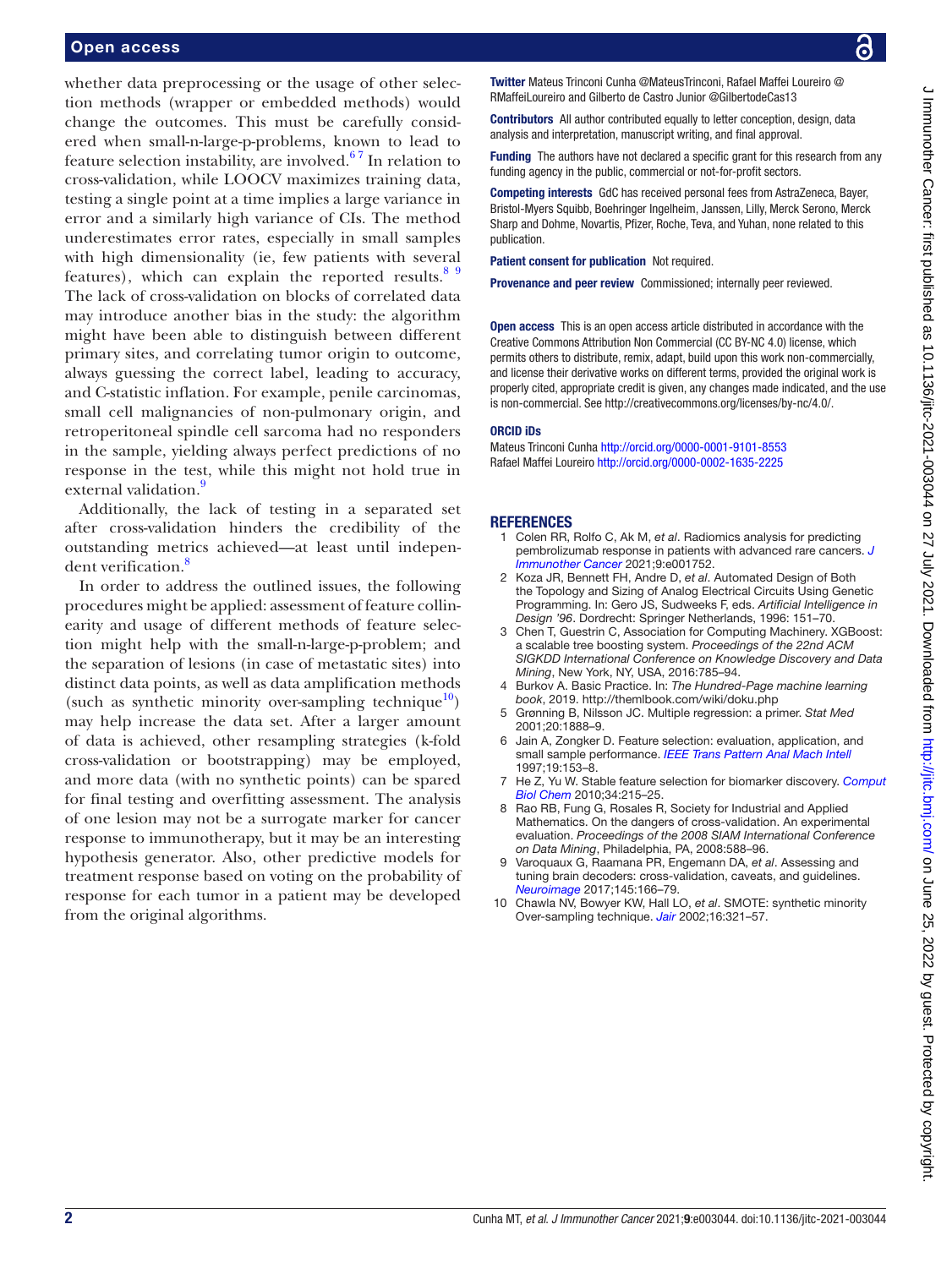whether data preprocessing or the usage of other selection methods (wrapper or embedded methods) would change the outcomes. This must be carefully considered when small-n-large-p-problems, known to lead to feature selection instability, are involved.[6 7] In relation to cross-validation, while LOOCV maximizes training data, testing a single point at a time implies a large variance in error and a similarly high variance of CIs. The method underestimates error rates, especially in small samples with high dimensionality (ie, few patients with several features), which can explain the reported results.[8 9] The lack of cross-validation on blocks of correlated data may introduce another bias in the study: the algorithm might have been able to distinguish between different primary sites, and correlating tumor origin to outcome, always guessing the correct label, leading to accuracy, and C-statistic inflation. For example, penile carcinomas, small cell malignancies of non-pulmonary origin, and retroperitoneal spindle cell sarcoma had no responders in the sample, yielding always perfect predictions of no response in the test, while this might not hold true in external validation.[9]

Additionally, the lack of testing in a separated set after cross-validation hinders the credibility of the outstanding metrics achieved—at least until independent verification.[8]

In order to address the outlined issues, the following procedures might be applied: assessment of feature collinearity and usage of different methods of feature selection might help with the small-n-large-p-problem; and the separation of lesions (in case of metastatic sites) into distinct data points, as well as data amplification methods (such as synthetic minority over-sampling technique[10]) may help increase the data set. After a larger amount of data is achieved, other resampling strategies (k-fold cross-validation or bootstrapping) may be employed, and more data (with no synthetic points) can be spared for final testing and overfitting assessment. The analysis of one lesion may not be a surrogate marker for cancer response to immunotherapy, but it may be an interesting hypothesis generator. Also, other predictive models for treatment response based on voting on the probability of response for each tumor in a patient may be developed from the original algorithms.

**Twitter** Mateus Trinconi Cunha @MateusTrinconi, Rafael Maffei Loureiro @RMaffeiLoureiro and Gilberto de Castro Junior @GilbertodeCas13

**Contributors** All author contributed equally to letter conception, design, data analysis and interpretation, manuscript writing, and final approval.

**Funding** The authors have not declared a specific grant for this research from any funding agency in the public, commercial or not-for-profit sectors.

**Competing interests** GdC has received personal fees from AstraZeneca, Bayer, Bristol-Myers Squibb, Boehringer Ingelheim, Janssen, Lilly, Merck Serono, Merck Sharp and Dohme, Novartis, Pfizer, Roche, Teva, and Yuhan, none related to this publication.

**Patient consent for publication** Not required.

**Provenance and peer review** Commissioned; internally peer reviewed.

**Open access** This is an open access article distributed in accordance with the Creative Commons Attribution Non Commercial (CC BY-NC 4.0) license, which permits others to distribute, remix, adapt, build upon this work non-commercially, and license their derivative works on different terms, provided the original work is properly cited, appropriate credit is given, any changes made indicated, and the use is non-commercial. See http://creativecommons.org/licenses/by-nc/4.0/.

**ORCID iDs**

Mateus Trinconi Cunha http://orcid.org/0000-0001-9101-8553
Rafael Maffei Loureiro http://orcid.org/0000-0002-1635-2225

## REFERENCES

1. Colen RR, Rolfo C, Ak M, *et al*. Radiomics analysis for predicting pembrolizumab response in patients with advanced rare cancers. *J Immunother Cancer* 2021;9:e001752.
2. Koza JR, Bennett FH, Andre D, *et al*. Automated Design of Both the Topology and Sizing of Analog Electrical Circuits Using Genetic Programming. In: Gero JS, Sudweeks F, eds. *Artificial Intelligence in Design '96*. Dordrecht: Springer Netherlands, 1996: 151–70.
3. Chen T, Guestrin C, Association for Computing Machinery. XGBoost: a scalable tree boosting system. *Proceedings of the 22nd ACM SIGKDD International Conference on Knowledge Discovery and Data Mining*, New York, NY, USA, 2016:785–94.
4. Burkov A. Basic Practice. In: *The Hundred-Page machine learning book*, 2019. http://themlbook.com/wiki/doku.php
5. Grønning B, Nilsson JC. Multiple regression: a primer. *Stat Med* 2001;20:1888–9.
6. Jain A, Zongker D. Feature selection: evaluation, application, and small sample performance. *IEEE Trans Pattern Anal Mach Intell* 1997;19:153–8.
7. He Z, Yu W. Stable feature selection for biomarker discovery. *Comput Biol Chem* 2010;34:215–25.
8. Rao RB, Fung G, Rosales R, Society for Industrial and Applied Mathematics. On the dangers of cross-validation. An experimental evaluation. *Proceedings of the 2008 SIAM International Conference on Data Mining*, Philadelphia, PA, 2008:588–96.
9. Varoquaux G, Raamana PR, Engemann DA, *et al*. Assessing and tuning brain decoders: cross-validation, caveats, and guidelines. *Neuroimage* 2017;145:166–79.
10. Chawla NV, Bowyer KW, Hall LO, *et al*. SMOTE: synthetic minority Over-sampling technique. *Jair* 2002;16:321–57.